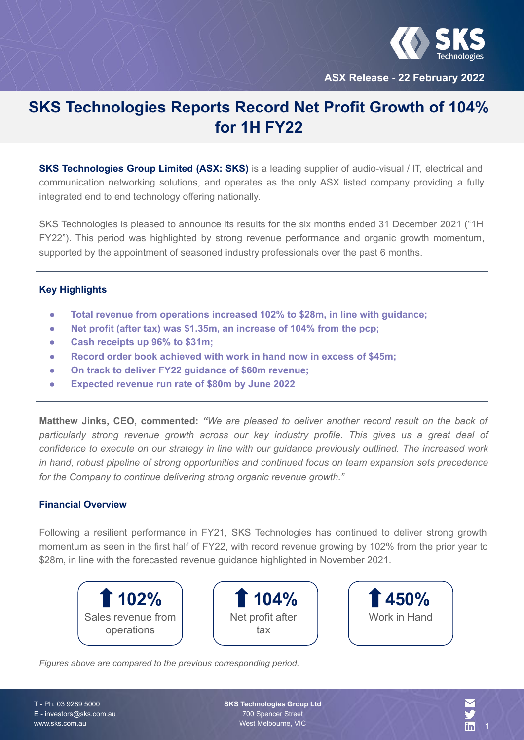ASX Release - 22 February 2022

# SKS Technologies Reports Record Net Profit Growth of 104% for 1H FY22

**SKS Technologies Group Limited (ASX: SKS)** is a leading supplier of audio-visual / IT, electrical and communication networking solutions, and operates as the only ASX listed company providing a fully integrated end to end technology offering nationally.

SKS Technologies is pleased to announce its results for the six months ended 31 December 2021 ("1H FY22"). This period was highlighted by strong revenue performance and organic growth momentum, supported by the appointment of seasoned industry professionals over the past 6 months.

### Key Highlights

- **Total revenue from operations increased 102% to $28m, in line with guidance;**
- **Net profit (after tax) was $1.35m, an increase of 104% from the pcp;**
- **Cash receipts up 96% to $31m;**
- **Record order book achieved with work in hand now in excess of $45m;**
- **On track to deliver FY22 guidance of $60m revenue;**
- **Expected revenue run rate of $80m by June 2022**

**Matthew Jinks, CEO, commented:** *"We are pleased to deliver another record result on the back of particularly strong revenue growth across our key industry profile. This gives us a great deal of confidence to execute on our strategy in line with our guidance previously outlined. The increased work in hand, robust pipeline of strong opportunities and continued focus on team expansion sets precedence for the Company to continue delivering strong organic revenue growth."*

### Financial Overview

Following a resilient performance in FY21, SKS Technologies has continued to deliver strong growth momentum as seen in the first half of FY22, with record revenue growing by 102% from the prior year to $28m, in line with the forecasted revenue guidance highlighted in November 2021.

| ↑ 102% | ↑ 104% | ↑ 450% |
|---|---|---|
| Sales revenue from operations | Net profit after tax | Work in Hand |

*Figures above are compared to the previous corresponding period.*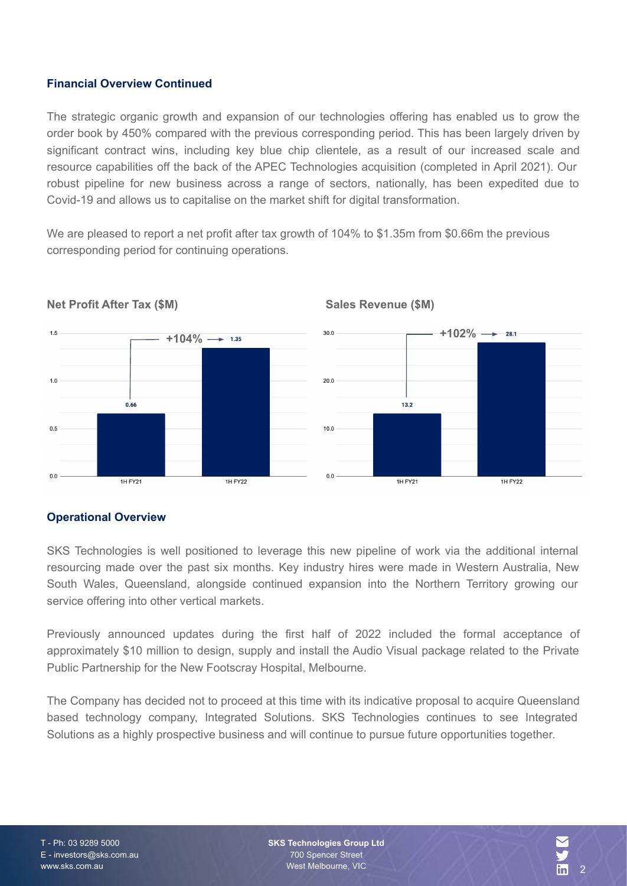### Financial Overview Continued

The strategic organic growth and expansion of our technologies offering has enabled us to grow the order book by 450% compared with the previous corresponding period. This has been largely driven by significant contract wins, including key blue chip clientele, as a result of our increased scale and resource capabilities off the back of the APEC Technologies acquisition (completed in April 2021). Our robust pipeline for new business across a range of sectors, nationally, has been expedited due to Covid-19 and allows us to capitalise on the market shift for digital transformation.

We are pleased to report a net profit after tax growth of 104% to $1.35m from $0.66m the previous corresponding period for continuing operations.

**Net Profit After Tax ($M)**

| Period | Net Profit After Tax ($M) |
|---|---|
| 1H FY21 | 0.66 |
| 1H FY22 | 1.35 |

+104%

**Sales Revenue ($M)**

| Period | Sales Revenue ($M) |
|---|---|
| 1H FY21 | 13.2 |
| 1H FY22 | 28.1 |

+102%

### Operational Overview

SKS Technologies is well positioned to leverage this new pipeline of work via the additional internal resourcing made over the past six months. Key industry hires were made in Western Australia, New South Wales, Queensland, alongside continued expansion into the Northern Territory growing our service offering into other vertical markets.

Previously announced updates during the first half of 2022 included the formal acceptance of approximately $10 million to design, supply and install the Audio Visual package related to the Private Public Partnership for the New Footscray Hospital, Melbourne.

The Company has decided not to proceed at this time with its indicative proposal to acquire Queensland based technology company, Integrated Solutions. SKS Technologies continues to see Integrated Solutions as a highly prospective business and will continue to pursue future opportunities together.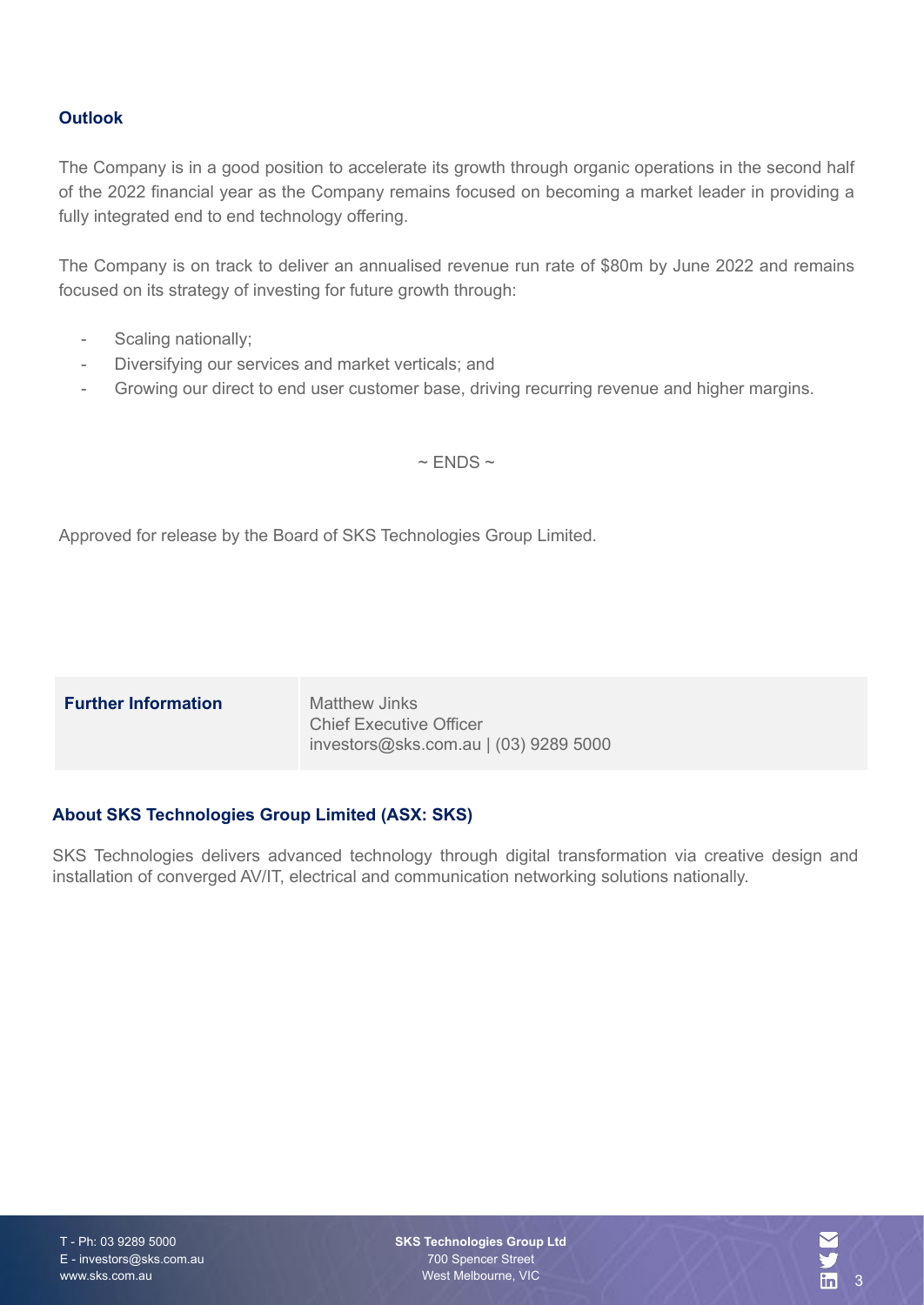## Outlook

The Company is in a good position to accelerate its growth through organic operations in the second half of the 2022 financial year as the Company remains focused on becoming a market leader in providing a fully integrated end to end technology offering.

The Company is on track to deliver an annualised revenue run rate of $80m by June 2022 and remains focused on its strategy of investing for future growth through:

- Scaling nationally;
- Diversifying our services and market verticals; and
- Growing our direct to end user customer base, driving recurring revenue and higher margins.

~ ENDS ~

Approved for release by the Board of SKS Technologies Group Limited.

| | |
|---|---|
| **Further Information** | Matthew Jinks<br>Chief Executive Officer<br>investors@sks.com.au \| (03) 9289 5000 |

## About SKS Technologies Group Limited (ASX: SKS)

SKS Technologies delivers advanced technology through digital transformation via creative design and installation of converged AV/IT, electrical and communication networking solutions nationally.